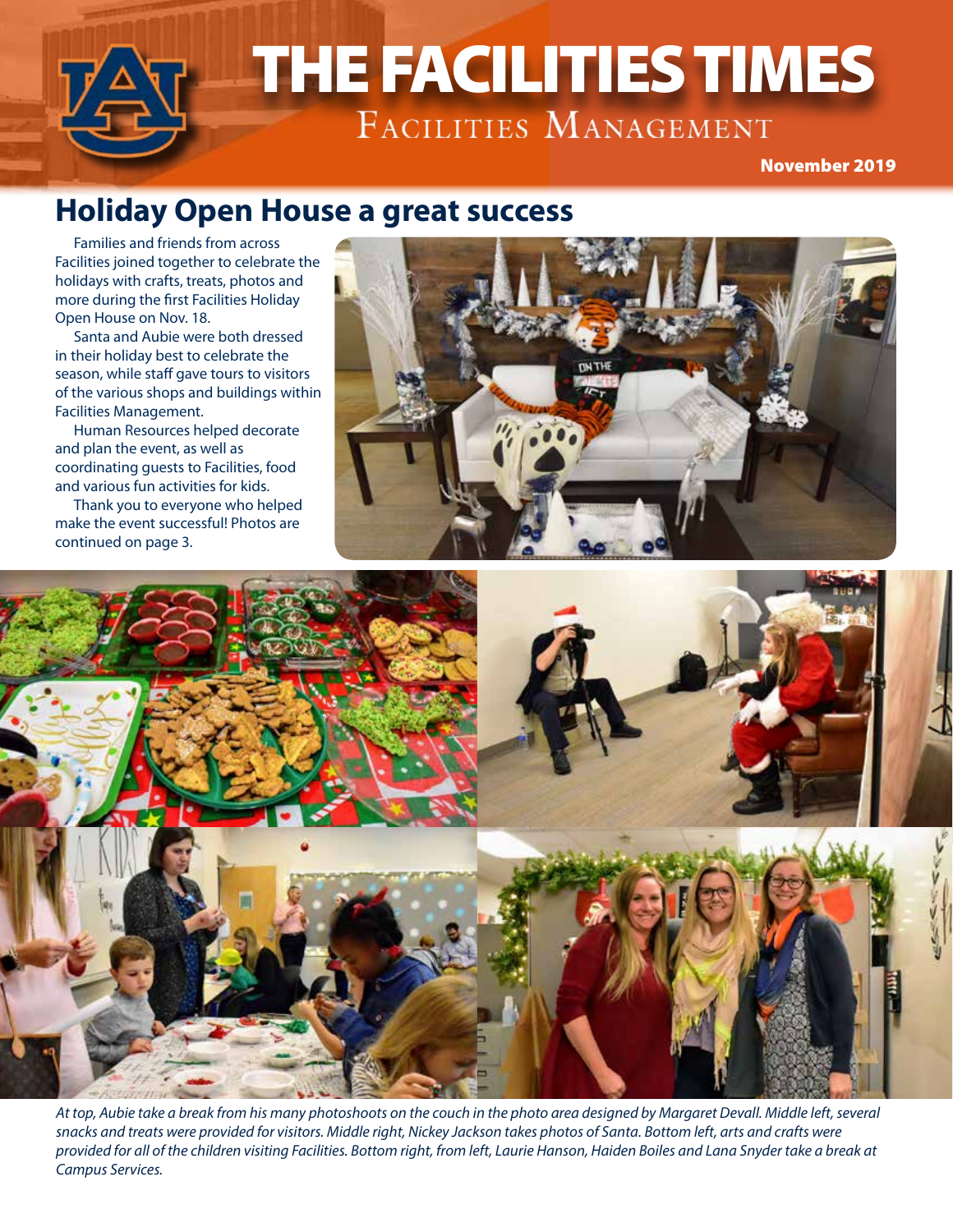# THE FACILITIES TIMES

Facilities Management

November 2019

## Holiday Open House a great success

Families and friends from across Facilities joined together to celebrate the holidays with crafts, treats, photos and more during the first Facilities Holiday Open House on Nov. 18.

Santa and Aubie were both dressed in their holiday best to celebrate the season, while staff gave tours to visitors of the various shops and buildings within Facilities Management.

Human Resources helped decorate and plan the event, as well as coordinating guests to Facilities, food and various fun activities for kids.

Thank you to everyone who helped make the event successful! Photos are continued on page 3.

*At top, Aubie take a break from his many photoshoots on the couch in the photo area designed by Margaret Devall. Middle left, several snacks and treats were provided for visitors. Middle right, Nickey Jackson takes photos of Santa. Bottom left, arts and crafts were provided for all of the children visiting Facilities. Bottom right, from left, Laurie Hanson, Haiden Boiles and Lana Snyder take a break at Campus Services.*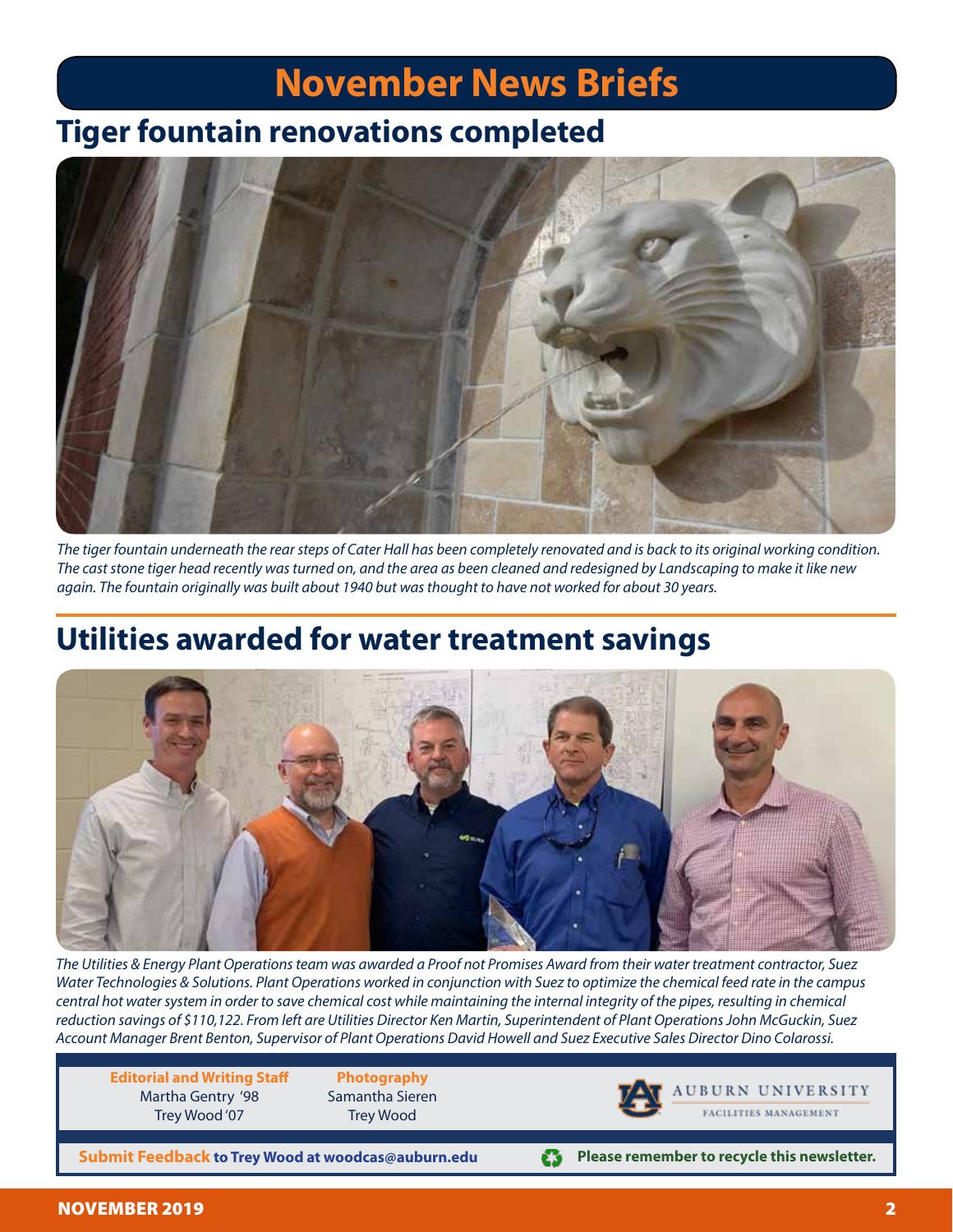# November News Briefs

## Tiger fountain renovations completed

*The tiger fountain underneath the rear steps of Cater Hall has been completely renovated and is back to its original working condition. The cast stone tiger head recently was turned on, and the area as been cleaned and redesigned by Landscaping to make it like new again. The fountain originally was built about 1940 but was thought to have not worked for about 30 years.*

## Utilities awarded for water treatment savings

*The Utilities & Energy Plant Operations team was awarded a Proof not Promises Award from their water treatment contractor, Suez Water Technologies & Solutions. Plant Operations worked in conjunction with Suez to optimize the chemical feed rate in the campus central hot water system in order to save chemical cost while maintaining the internal integrity of the pipes, resulting in chemical reduction savings of $110,122. From left are Utilities Director Ken Martin, Superintendent of Plant Operations John McGuckin, Suez Account Manager Brent Benton, Supervisor of Plant Operations David Howell and Suez Executive Sales Director Dino Colarossi.*

**Editorial and Writing Staff**
Martha Gentry '98
Trey Wood '07

**Photography**
Samantha Sieren
Trey Wood

AUBURN UNIVERSITY
FACILITIES MANAGEMENT

**Submit Feedback to Trey Wood at woodcas@auburn.edu**

**Please remember to recycle this newsletter.**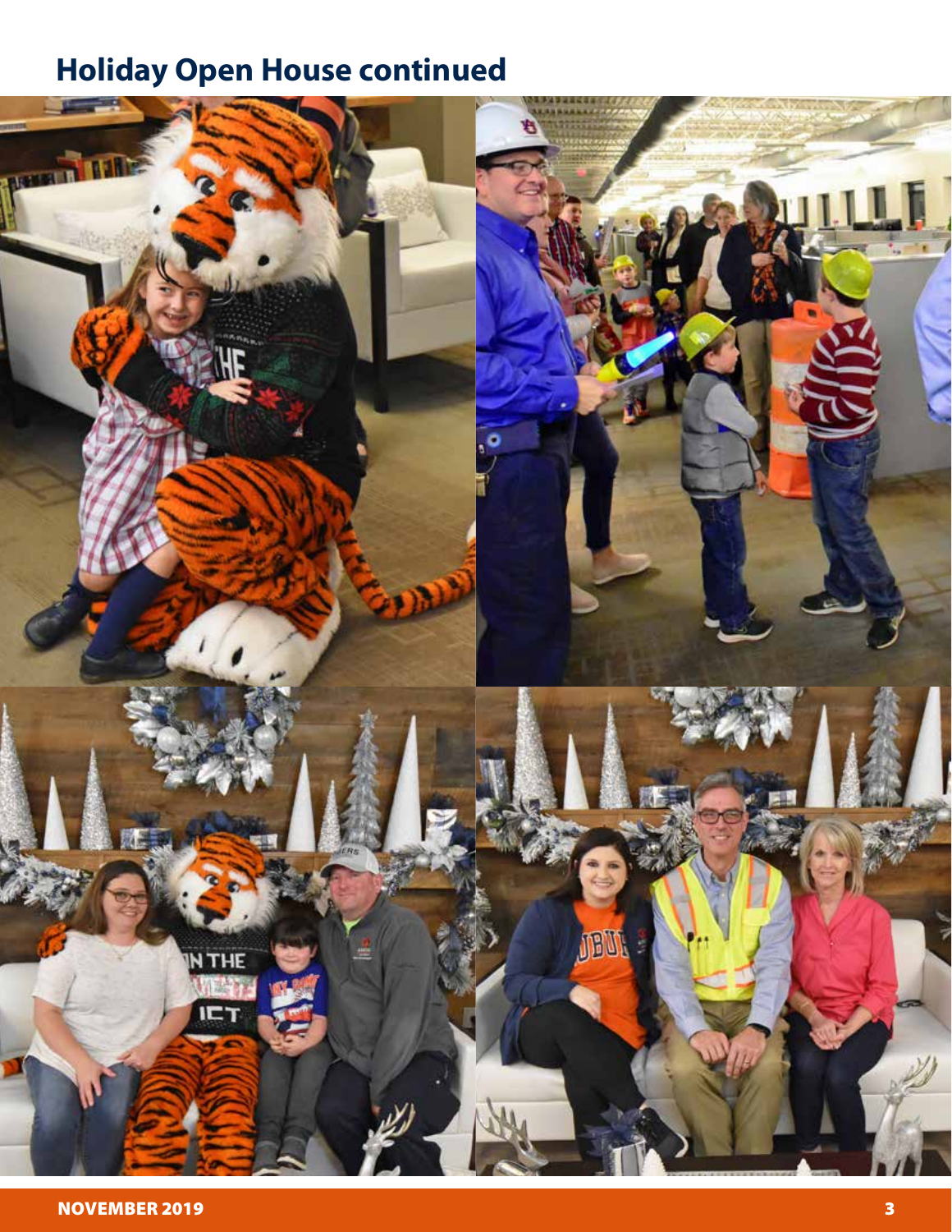# Holiday Open House continued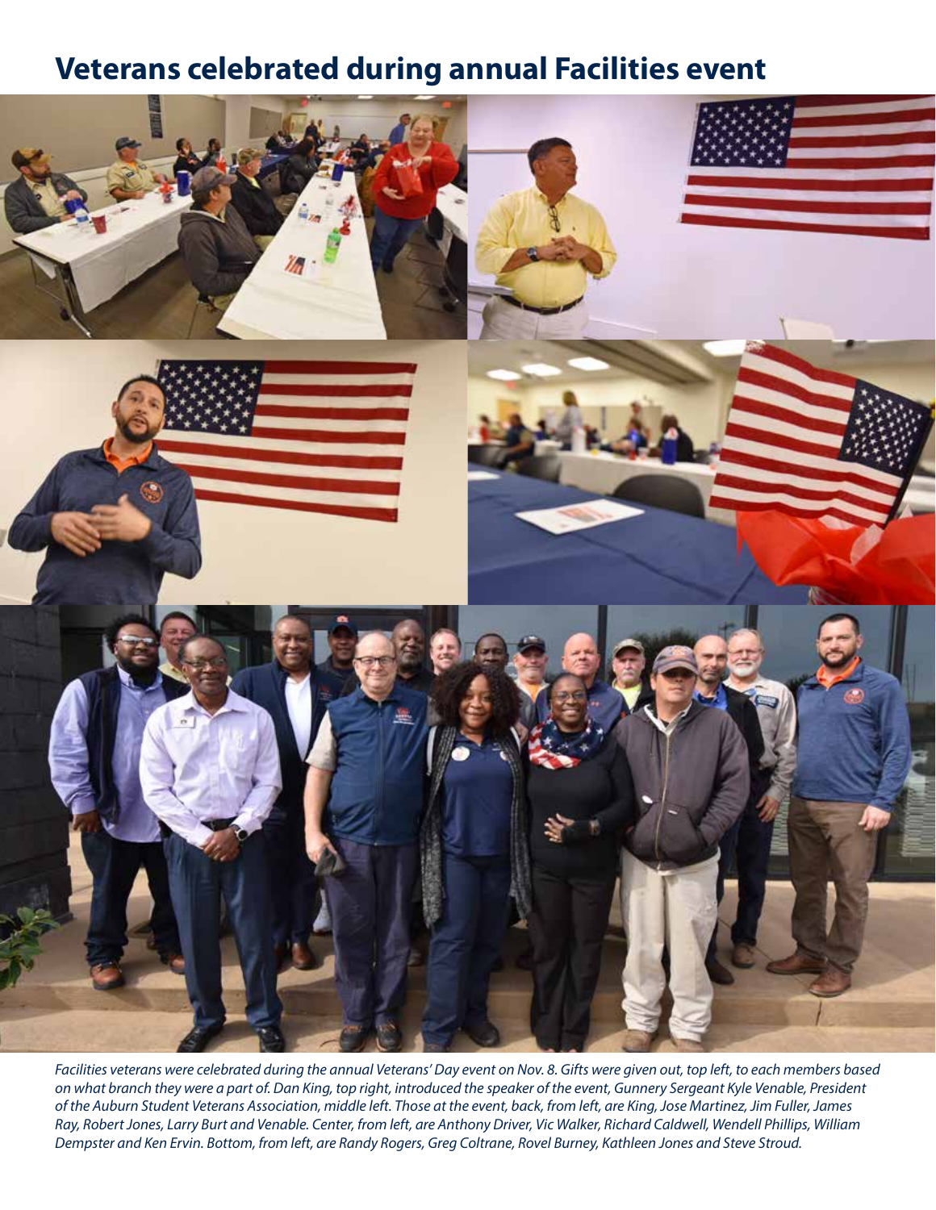# Veterans celebrated during annual Facilities event

*Facilities veterans were celebrated during the annual Veterans' Day event on Nov. 8. Gifts were given out, top left, to each members based on what branch they were a part of. Dan King, top right, introduced the speaker of the event, Gunnery Sergeant Kyle Venable, President of the Auburn Student Veterans Association, middle left. Those at the event, back, from left, are King, Jose Martinez, Jim Fuller, James Ray, Robert Jones, Larry Burt and Venable. Center, from left, are Anthony Driver, Vic Walker, Richard Caldwell, Wendell Phillips, William Dempster and Ken Ervin. Bottom, from left, are Randy Rogers, Greg Coltrane, Rovel Burney, Kathleen Jones and Steve Stroud.*